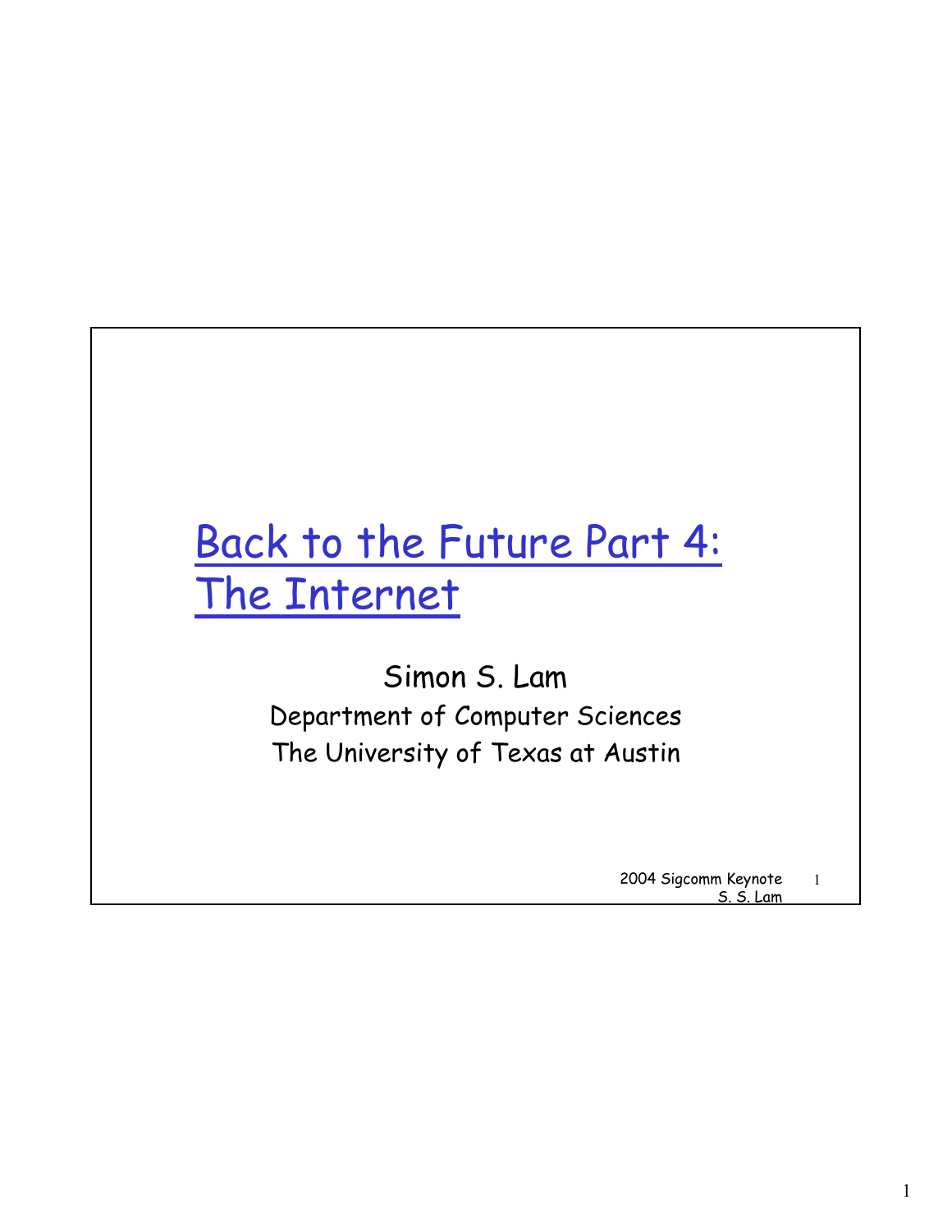# Back to the Future Part 4: The Internet

Simon S. Lam

Department of Computer Sciences

The University of Texas at Austin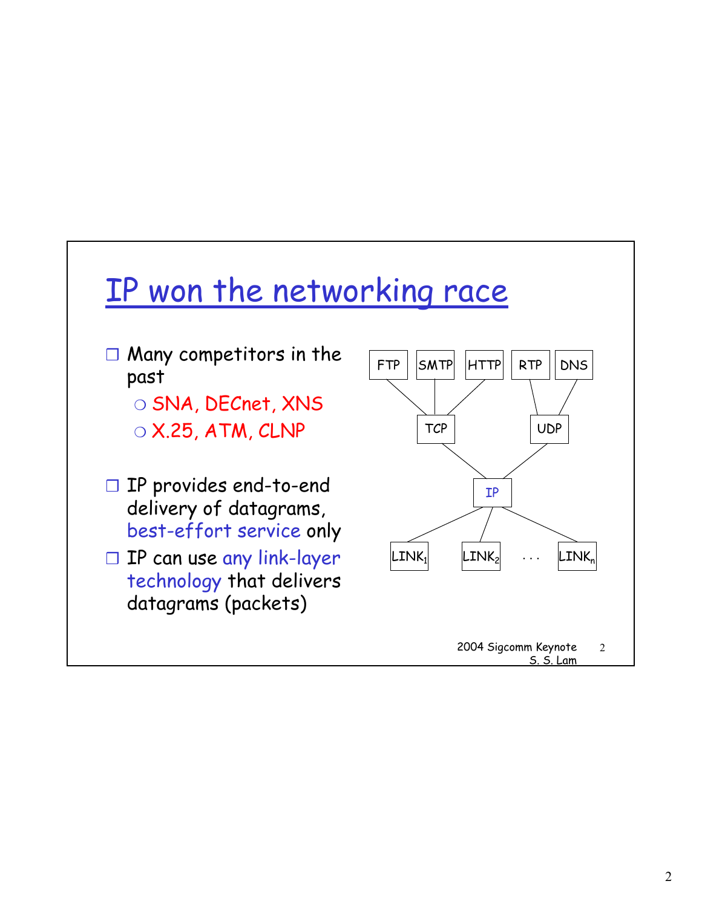# IP won the networking race

- Many competitors in the past
  - SNA, DECnet, XNS
  - X.25, ATM, CLNP
- IP provides end-to-end delivery of datagrams, best-effort service only
- IP can use any link-layer technology that delivers datagrams (packets)

FTP SMTP HTTP RTP DNS

TCP UDP

IP

$LINK_1$ $LINK_2$ . . . $LINK_n$

2004 Sigcomm Keynote
S. S. Lam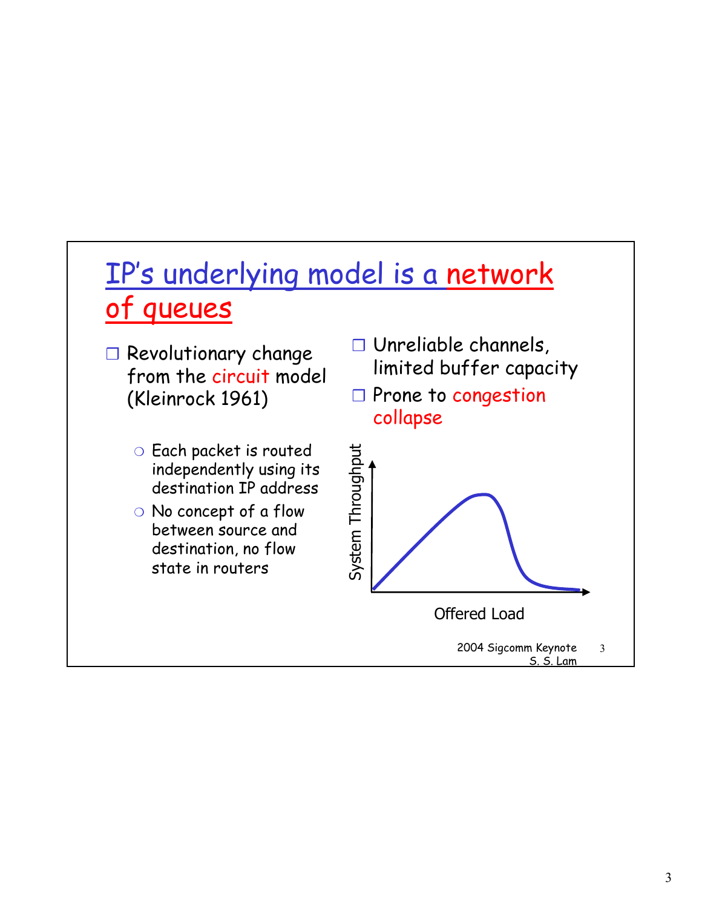# IP's underlying model is a network of queues

- Revolutionary change from the circuit model (Kleinrock 1961)
  - Each packet is routed independently using its destination IP address
  - No concept of a flow between source and destination, no flow state in routers
- Unreliable channels, limited buffer capacity
- Prone to congestion collapse

System Throughput

Offered Load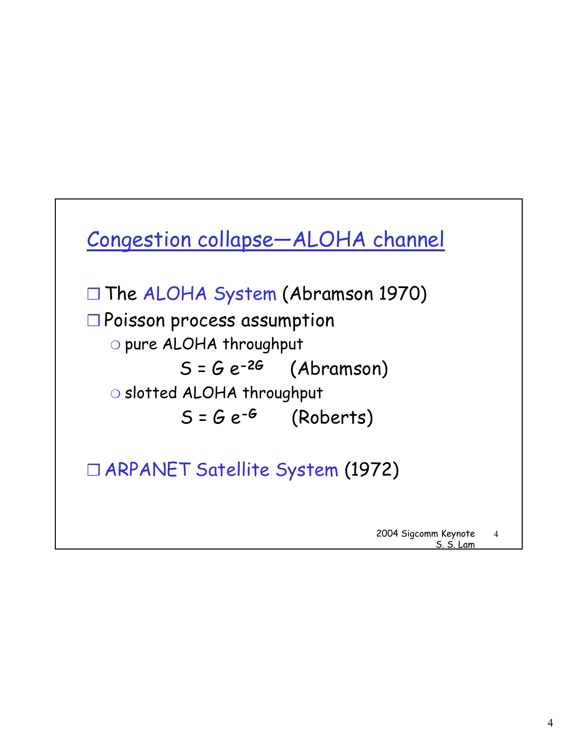## Congestion collapse—ALOHA channel

- The ALOHA System (Abramson 1970)
- Poisson process assumption
  - pure ALOHA throughput

    $S = G e^{-2G}$ (Abramson)
  - slotted ALOHA throughput

    $S = G e^{-G}$ (Roberts)

- ARPANET Satellite System (1972)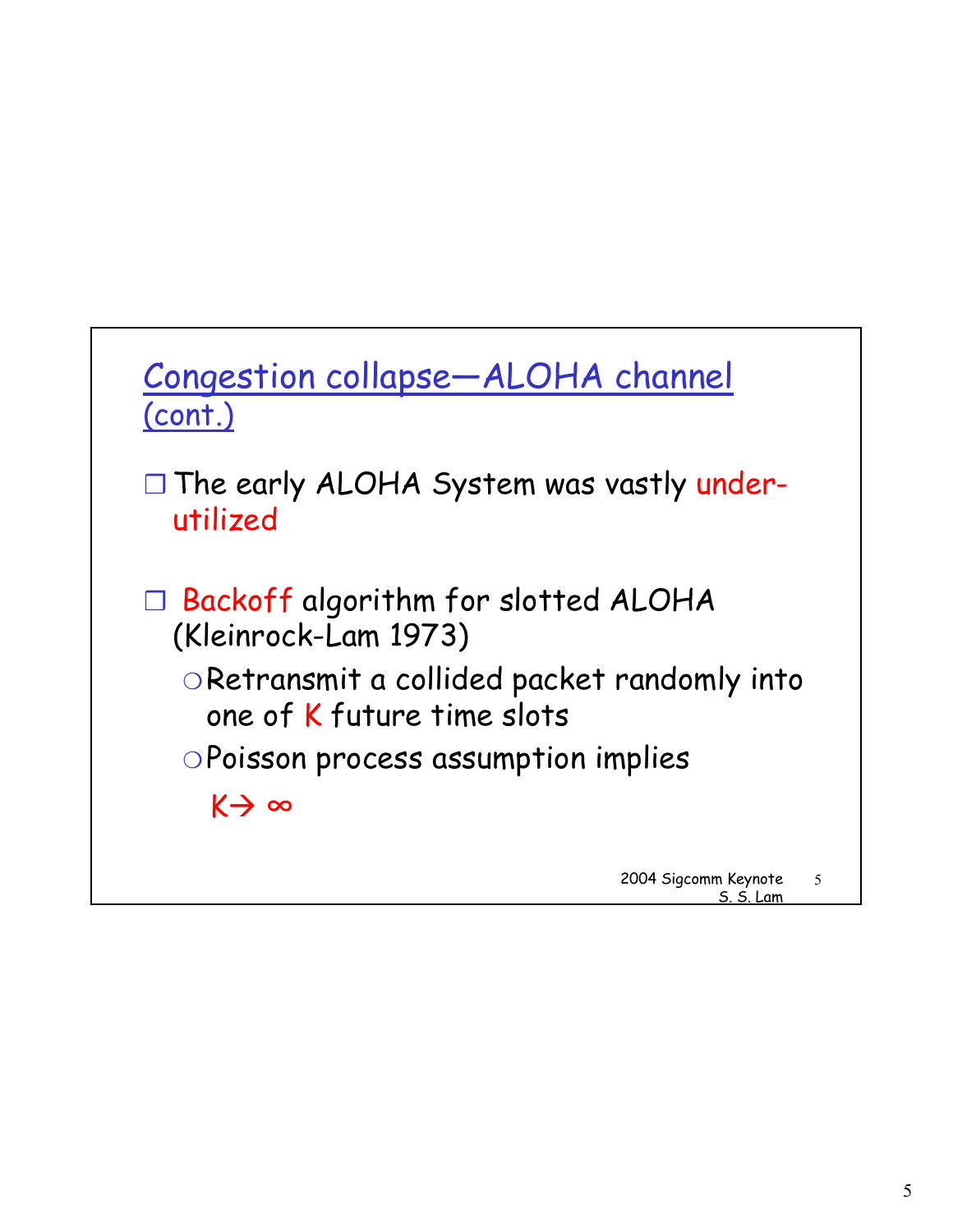## Congestion collapse—ALOHA channel (cont.)

- The early ALOHA System was vastly under-utilized
- Backoff algorithm for slotted ALOHA (Kleinrock-Lam 1973)
  - Retransmit a collided packet randomly into one of K future time slots
  - Poisson process assumption implies

    $K \rightarrow \infty$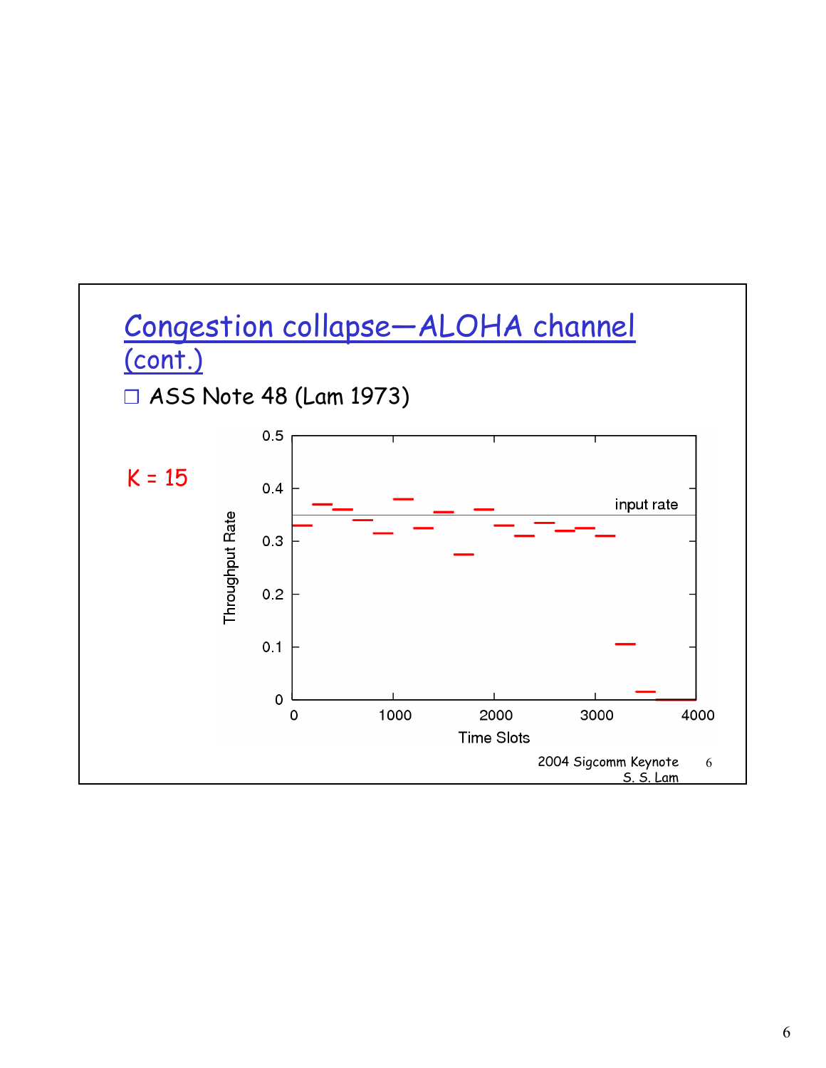## Congestion collapse—ALOHA channel (cont.)

- ASS Note 48 (Lam 1973)

K = 15

Throughput Rate (y-axis: 0 to 0.5) vs. Time Slots (x-axis: 0 to 4000); horizontal line labeled "input rate".

2004 Sigcomm Keynote
S. S. Lam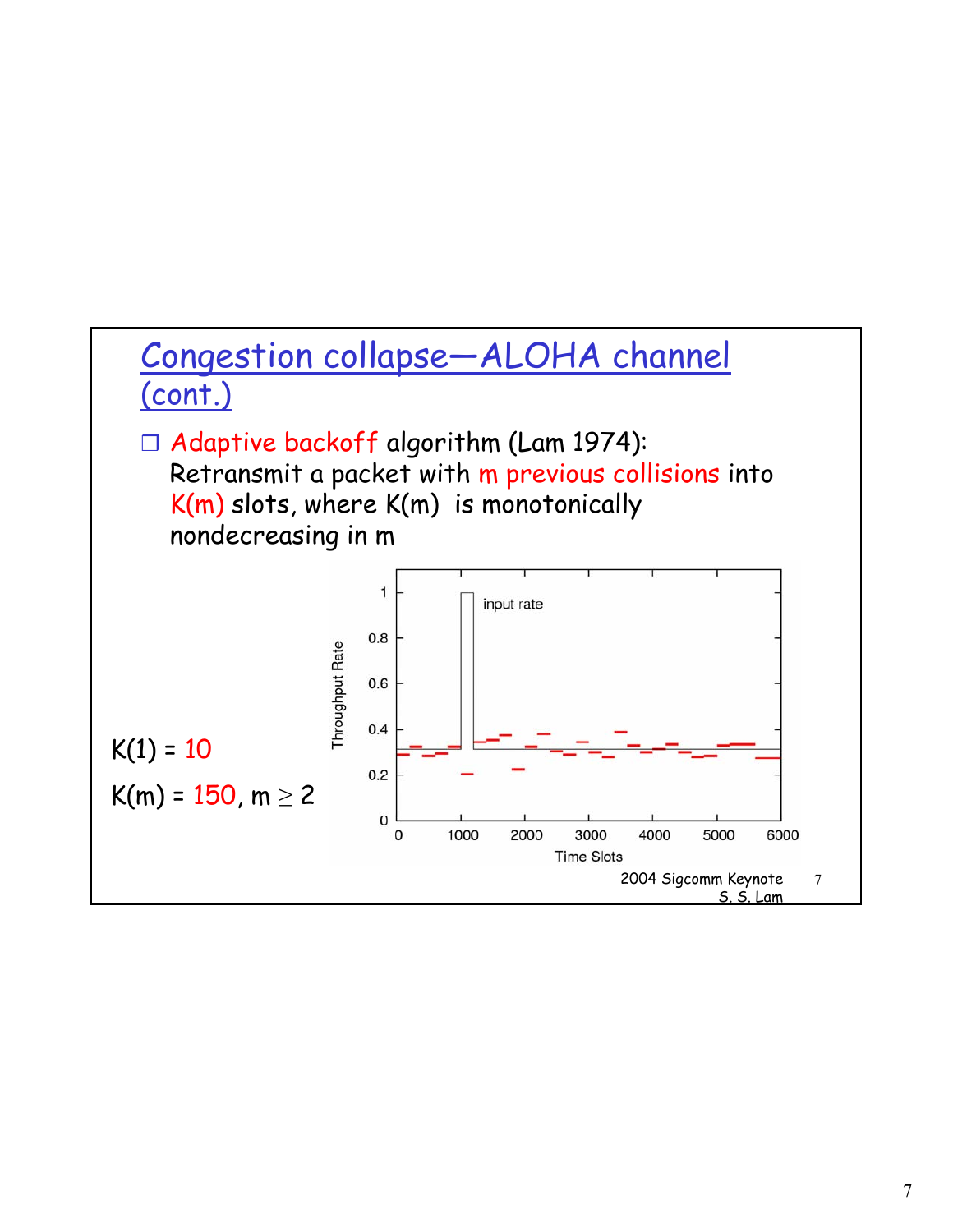# Congestion collapse—ALOHA channel (cont.)

- Adaptive backoff algorithm (Lam 1974): Retransmit a packet with m previous collisions into K(m) slots, where K(m) is monotonically nondecreasing in m

$K(1) = 10$

$K(m) = 150, m \geq 2$

2004 Sigcomm Keynote
S. S. Lam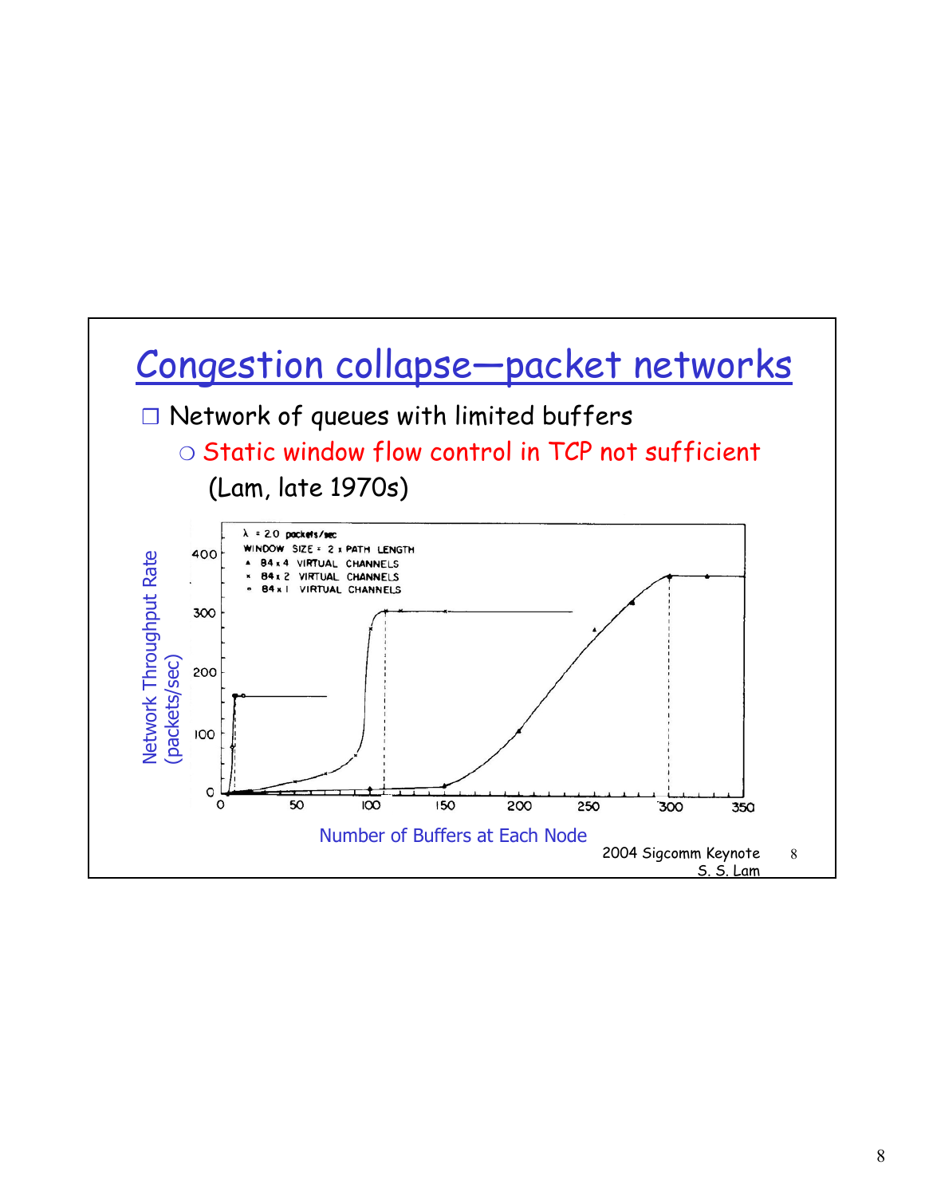# Congestion collapse—packet networks

- Network of queues with limited buffers
  - Static window flow control in TCP not sufficient

    (Lam, late 1970s)

$\lambda$ = 2.0 packets/sec
WINDOW SIZE = 2 x PATH LENGTH
▲ 84 x 4 VIRTUAL CHANNELS
× 84 x 2 VIRTUAL CHANNELS
• 84 x 1 VIRTUAL CHANNELS

Network Throughput Rate (packets/sec)

Number of Buffers at Each Node

2004 Sigcomm Keynote
S. S. Lam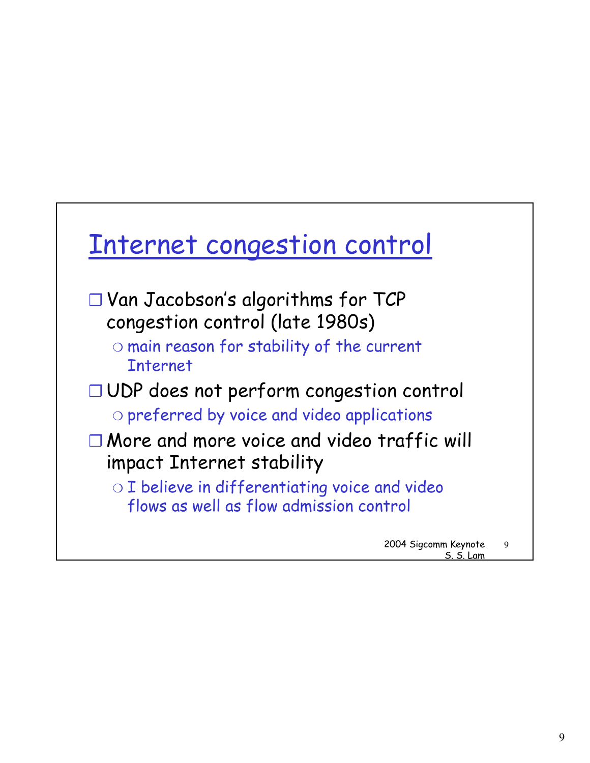# Internet congestion control

- Van Jacobson's algorithms for TCP congestion control (late 1980s)
  - main reason for stability of the current Internet
- UDP does not perform congestion control
  - preferred by voice and video applications
- More and more voice and video traffic will impact Internet stability
  - I believe in differentiating voice and video flows as well as flow admission control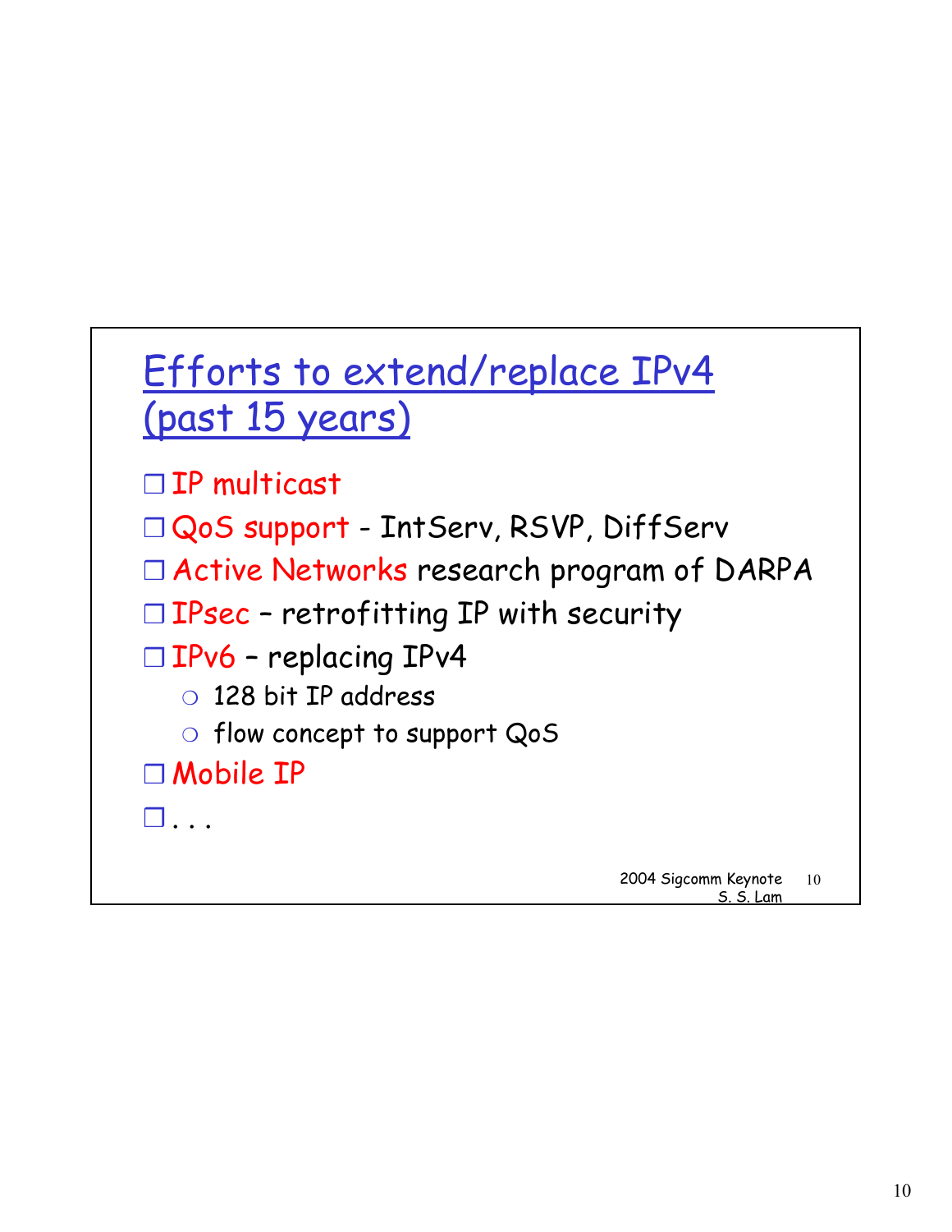## Efforts to extend/replace IPv4 (past 15 years)

- IP multicast
- QoS support - IntServ, RSVP, DiffServ
- Active Networks research program of DARPA
- IPsec – retrofitting IP with security
- IPv6 – replacing IPv4
  - 128 bit IP address
  - flow concept to support QoS
- Mobile IP
- . . .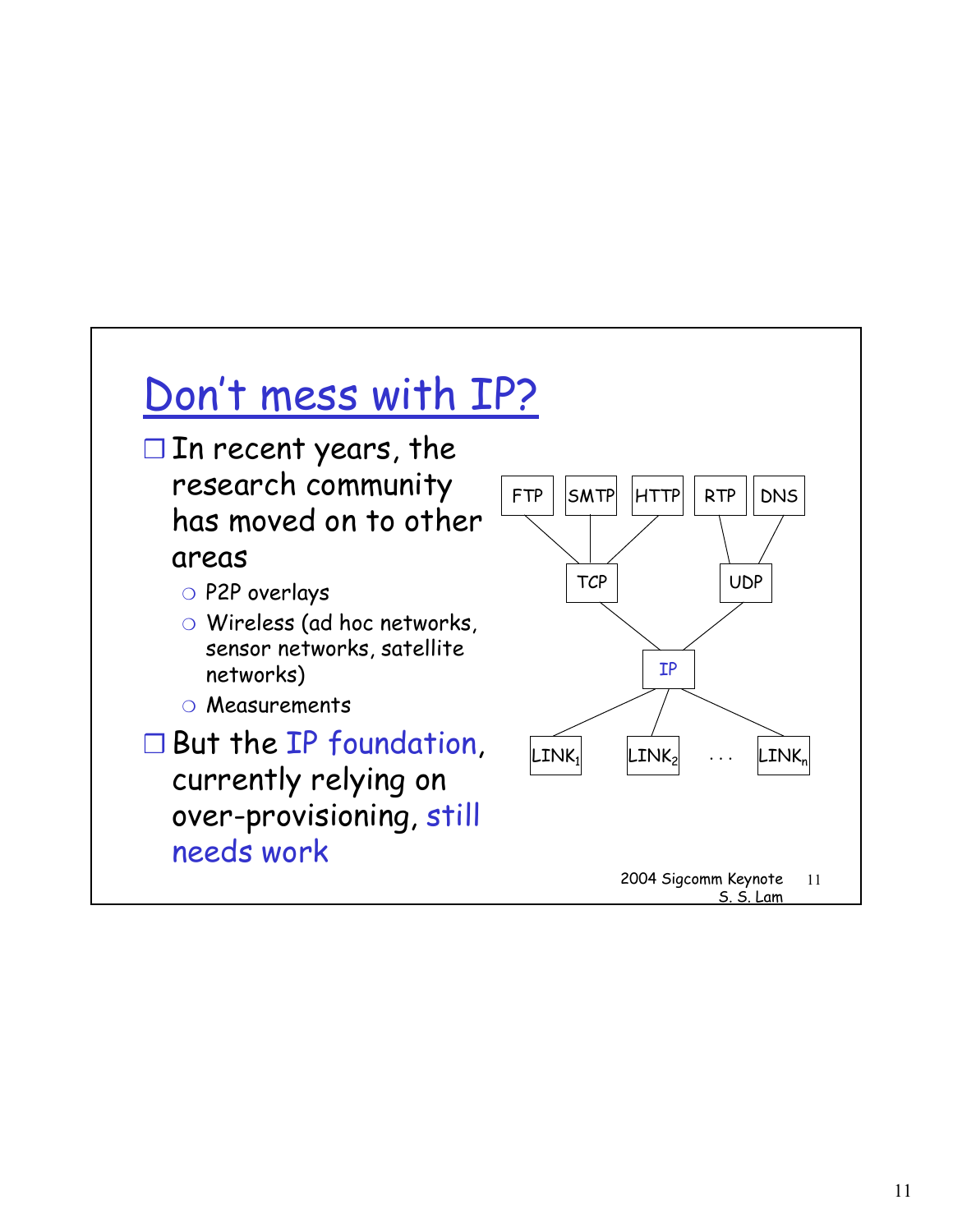## Don't mess with IP?

- In recent years, the research community has moved on to other areas
  - P2P overlays
  - Wireless (ad hoc networks, sensor networks, satellite networks)
  - Measurements
- But the IP foundation, currently relying on over-provisioning, still needs work

FTP SMTP HTTP RTP DNS

TCP UDP

IP

$LINK_1$ $LINK_2$ . . . $LINK_n$

2004 Sigcomm Keynote S. S. Lam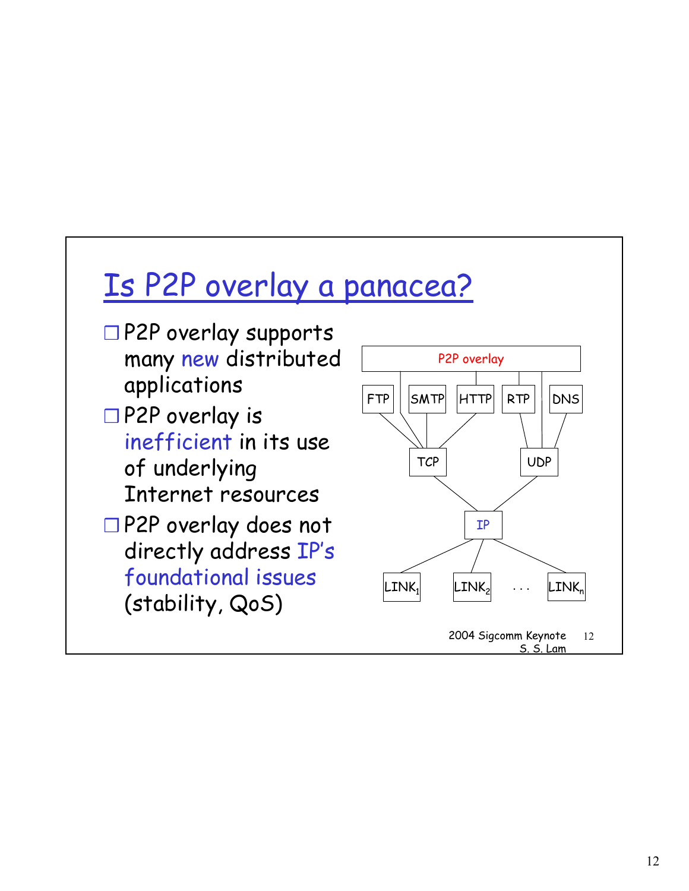# Is P2P overlay a panacea?

- P2P overlay supports many new distributed applications
- P2P overlay is inefficient in its use of underlying Internet resources
- P2P overlay does not directly address IP's foundational issues (stability, QoS)

P2P overlay

FTP | SMTP | HTTP | RTP | DNS

TCP | UDP

IP

$LINK_1$ | $LINK_2$ | . . . | $LINK_n$

2004 Sigcomm Keynote
S. S. Lam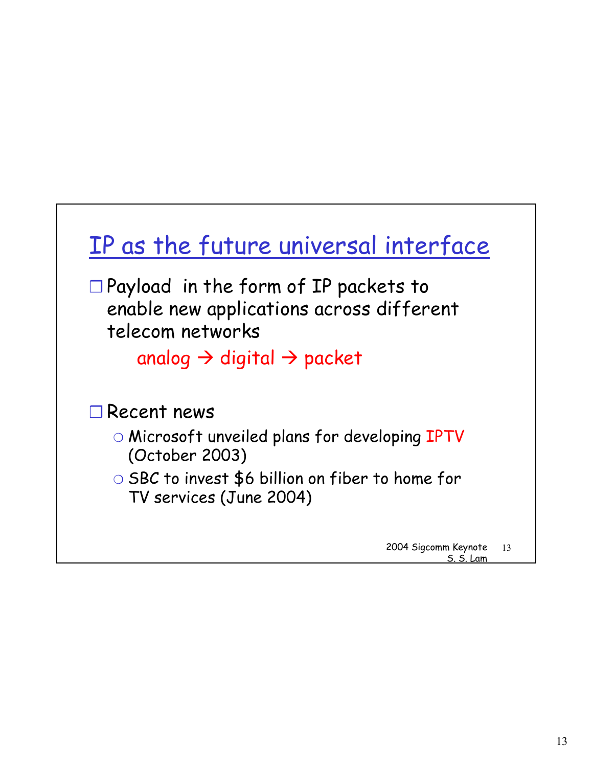## IP as the future universal interface

- Payload in the form of IP packets to enable new applications across different telecom networks

  analog → digital → packet

- Recent news
  - Microsoft unveiled plans for developing IPTV (October 2003)
  - SBC to invest $6 billion on fiber to home for TV services (June 2004)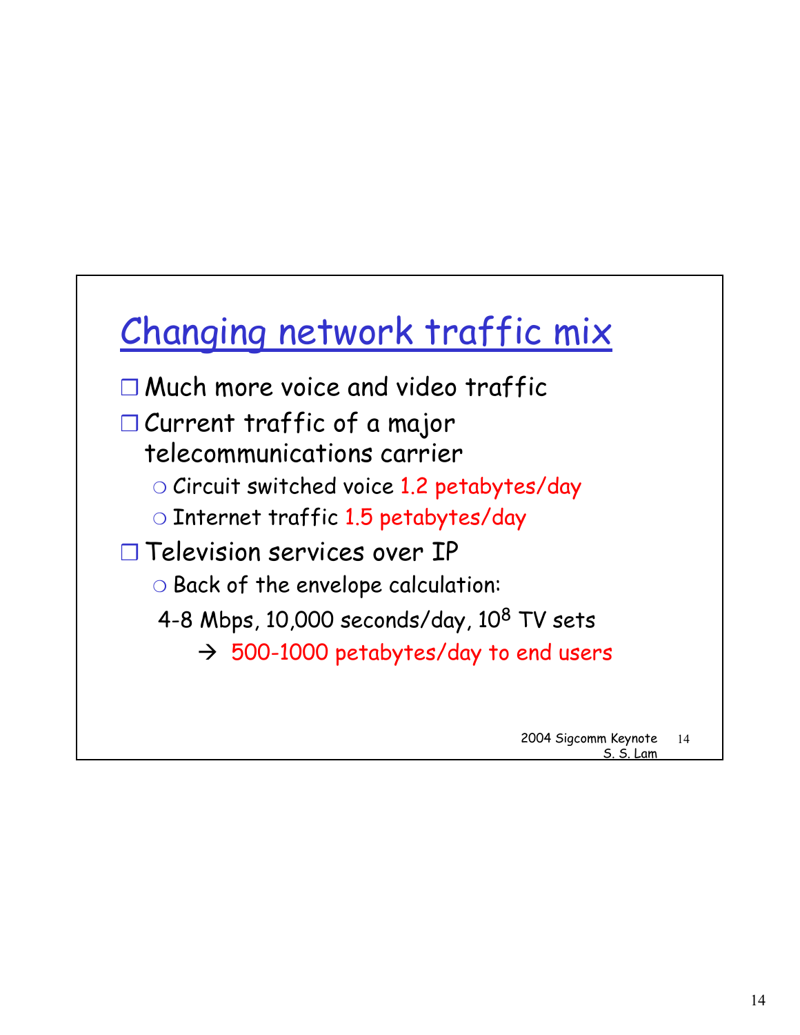# Changing network traffic mix

- Much more voice and video traffic
- Current traffic of a major telecommunications carrier
  - Circuit switched voice 1.2 petabytes/day
  - Internet traffic 1.5 petabytes/day
- Television services over IP
  - Back of the envelope calculation:

  4-8 Mbps, 10,000 seconds/day, $10^8$ TV sets

  → 500-1000 petabytes/day to end users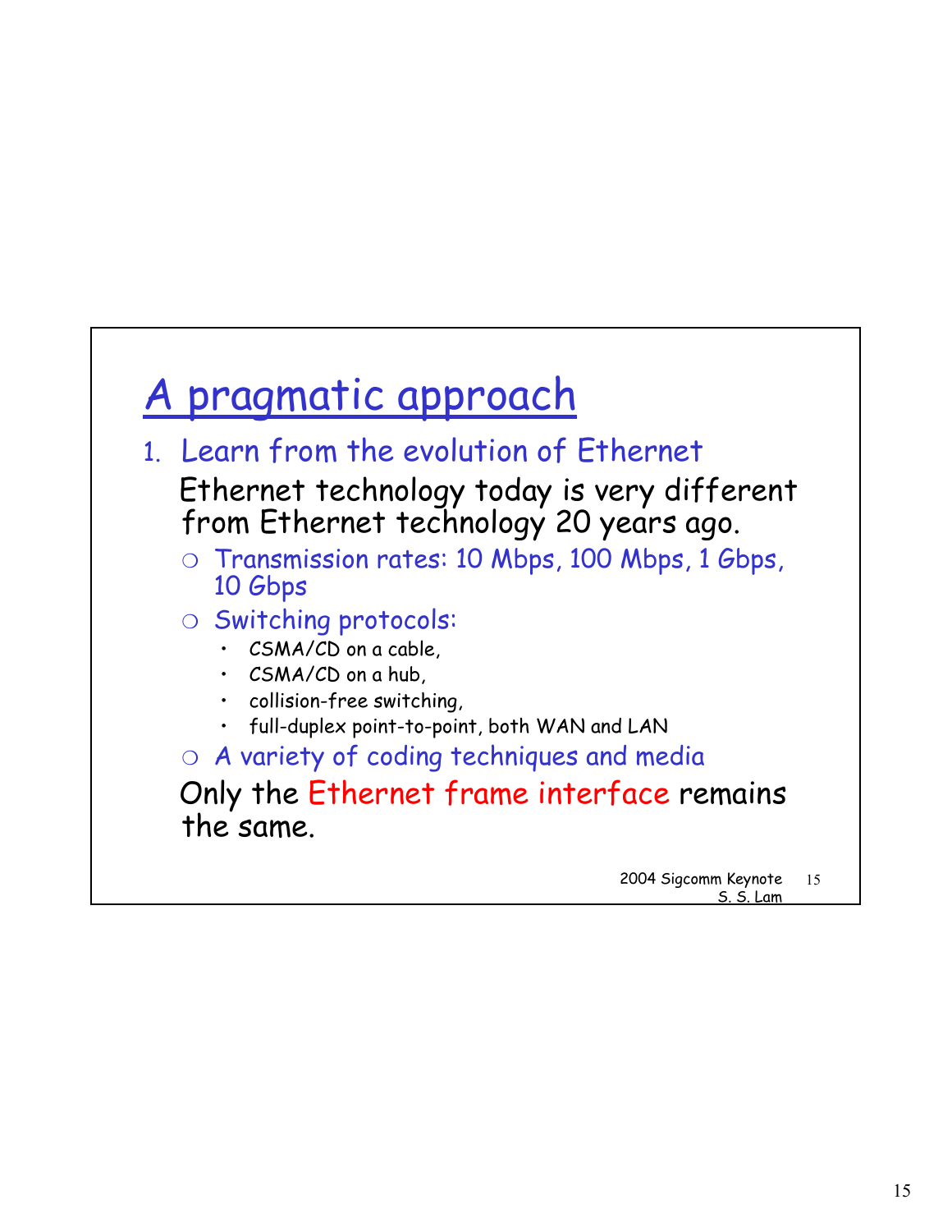# A pragmatic approach

1. Learn from the evolution of Ethernet

   Ethernet technology today is very different from Ethernet technology 20 years ago.

   - Transmission rates: 10 Mbps, 100 Mbps, 1 Gbps, 10 Gbps
   - Switching protocols:
     - CSMA/CD on a cable,
     - CSMA/CD on a hub,
     - collision-free switching,
     - full-duplex point-to-point, both WAN and LAN
   - A variety of coding techniques and media

   Only the Ethernet frame interface remains the same.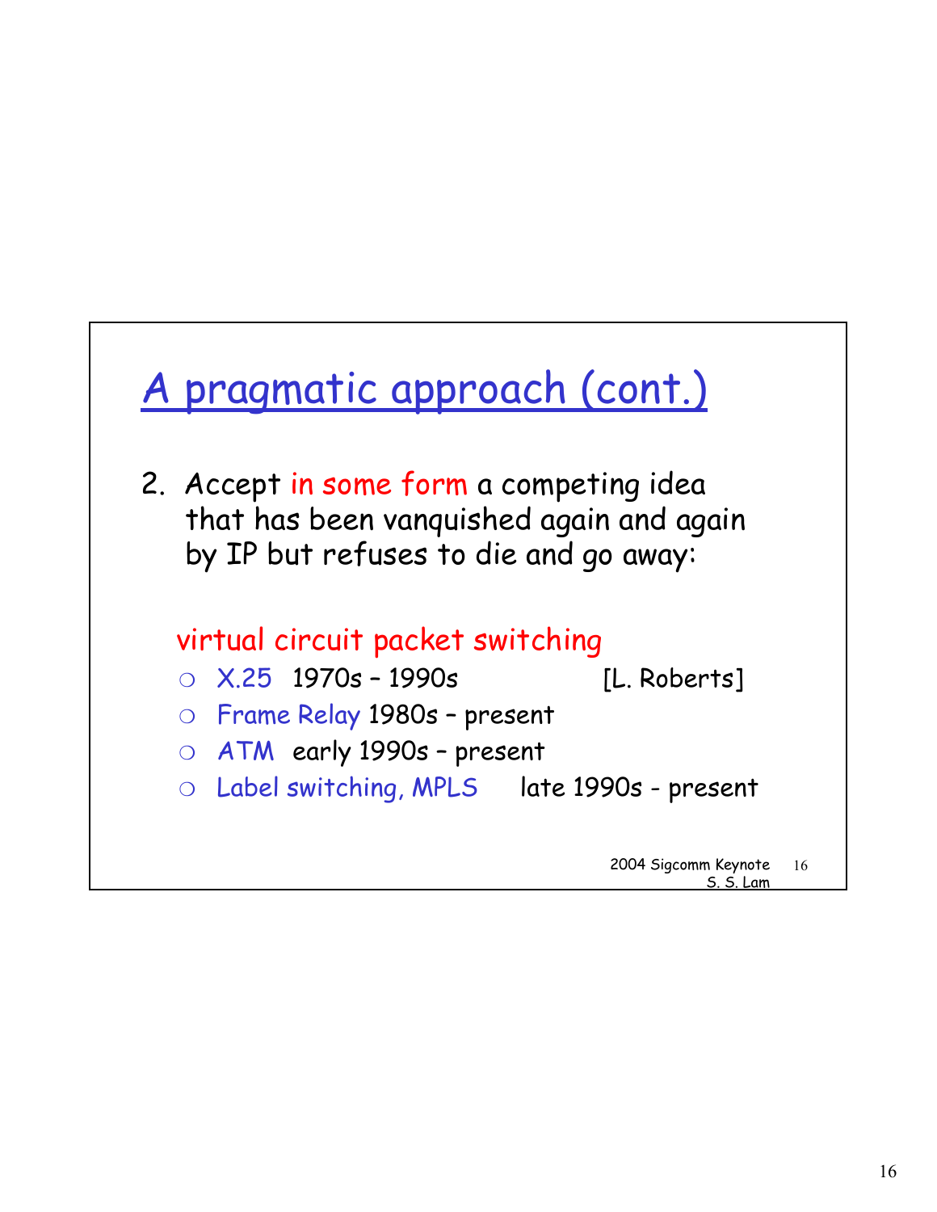# A pragmatic approach (cont.)

2. Accept in some form a competing idea that has been vanquished again and again by IP but refuses to die and go away:

virtual circuit packet switching

- X.25 1970s – 1990s [L. Roberts]
- Frame Relay 1980s – present
- ATM early 1990s – present
- Label switching, MPLS late 1990s - present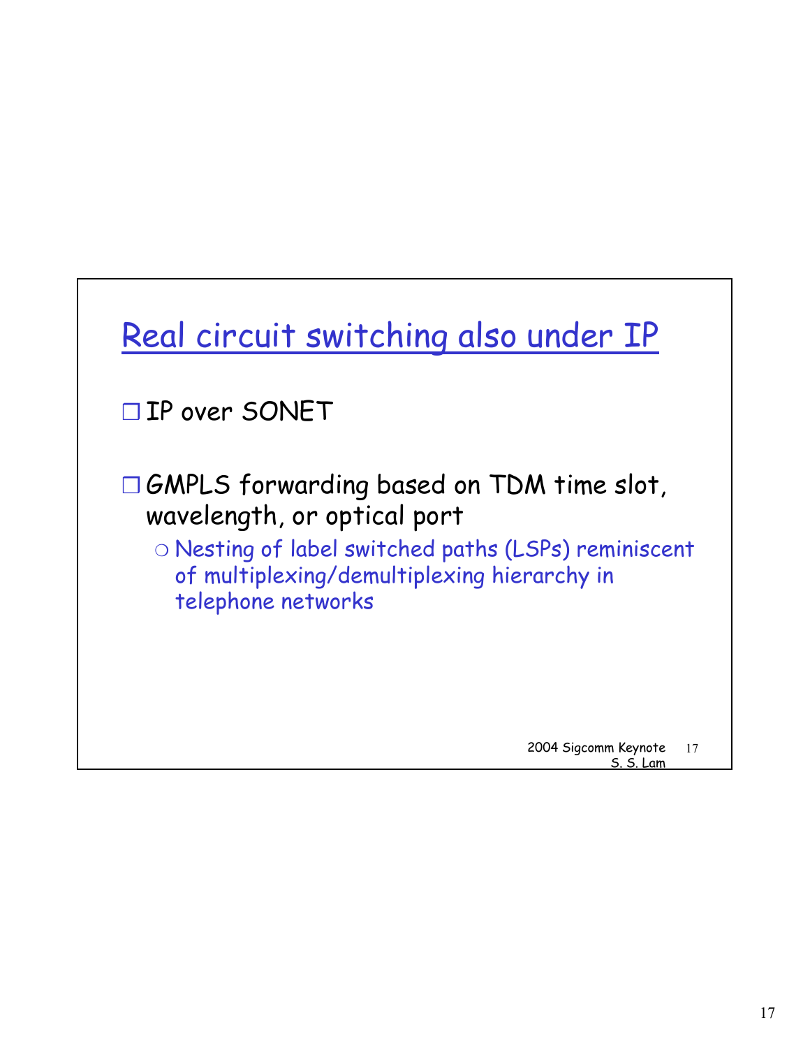## Real circuit switching also under IP

- IP over SONET
- GMPLS forwarding based on TDM time slot, wavelength, or optical port
  - Nesting of label switched paths (LSPs) reminiscent of multiplexing/demultiplexing hierarchy in telephone networks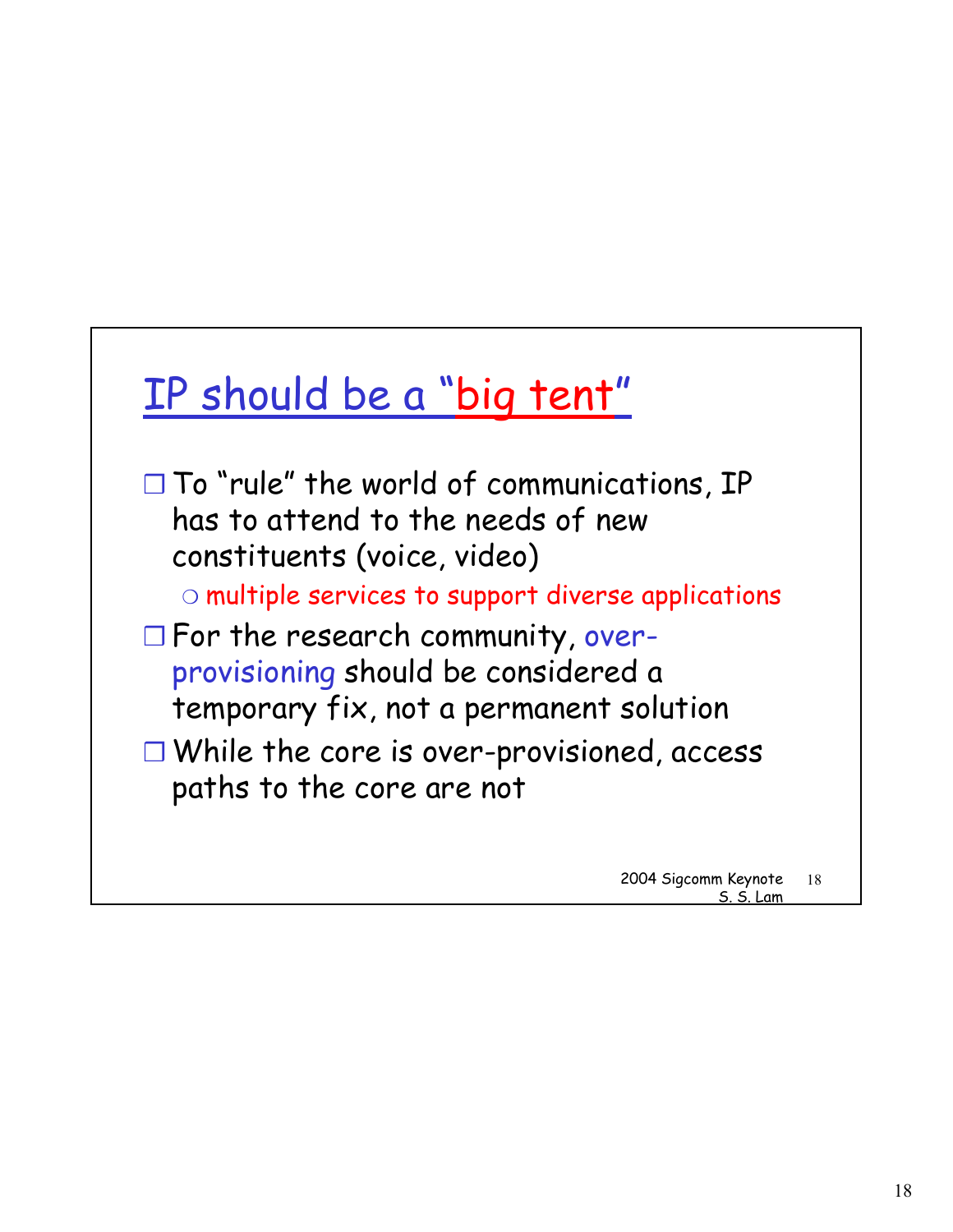## IP should be a "big tent"

- To "rule" the world of communications, IP has to attend to the needs of new constituents (voice, video)
  - multiple services to support diverse applications
- For the research community, over-provisioning should be considered a temporary fix, not a permanent solution
- While the core is over-provisioned, access paths to the core are not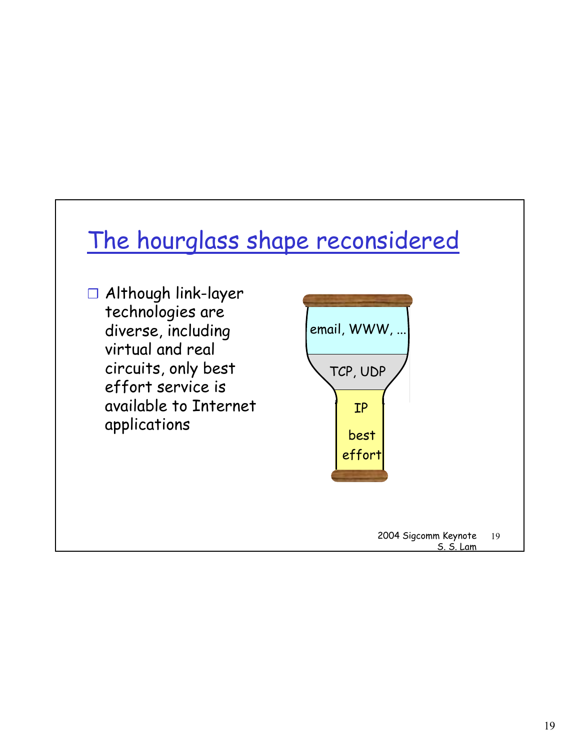# The hourglass shape reconsidered

- Although link-layer technologies are diverse, including virtual and real circuits, only best effort service is available to Internet applications

email, WWW, ...

TCP, UDP

IP

best effort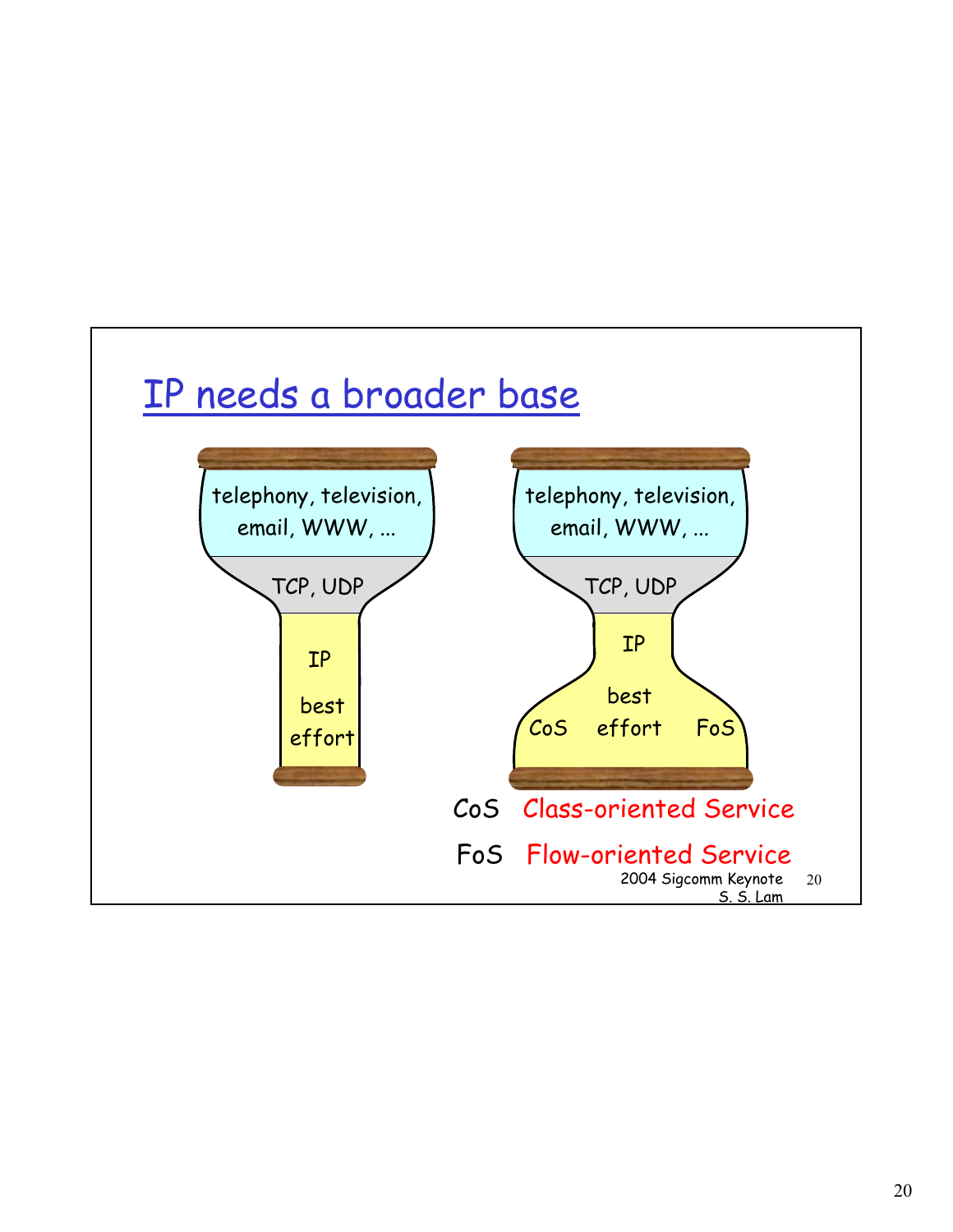# IP needs a broader base

telephony, television, email, WWW, ...

TCP, UDP

IP

best effort

telephony, television, email, WWW, ...

TCP, UDP

IP

CoS best effort FoS

CoS Class-oriented Service

FoS Flow-oriented Service

2004 Sigcomm Keynote
S. S. Lam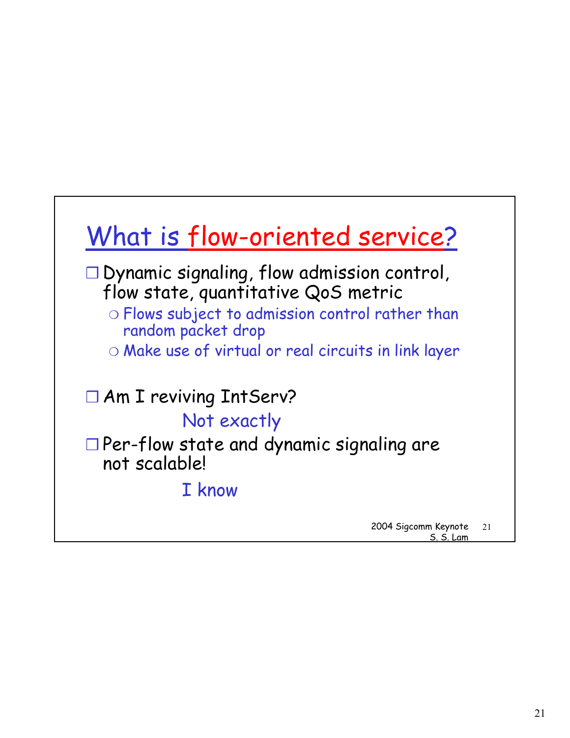# What is flow-oriented service?

- Dynamic signaling, flow admission control, flow state, quantitative QoS metric
  - Flows subject to admission control rather than random packet drop
  - Make use of virtual or real circuits in link layer

- Am I reviving IntServ?

  Not exactly

- Per-flow state and dynamic signaling are not scalable!

  I know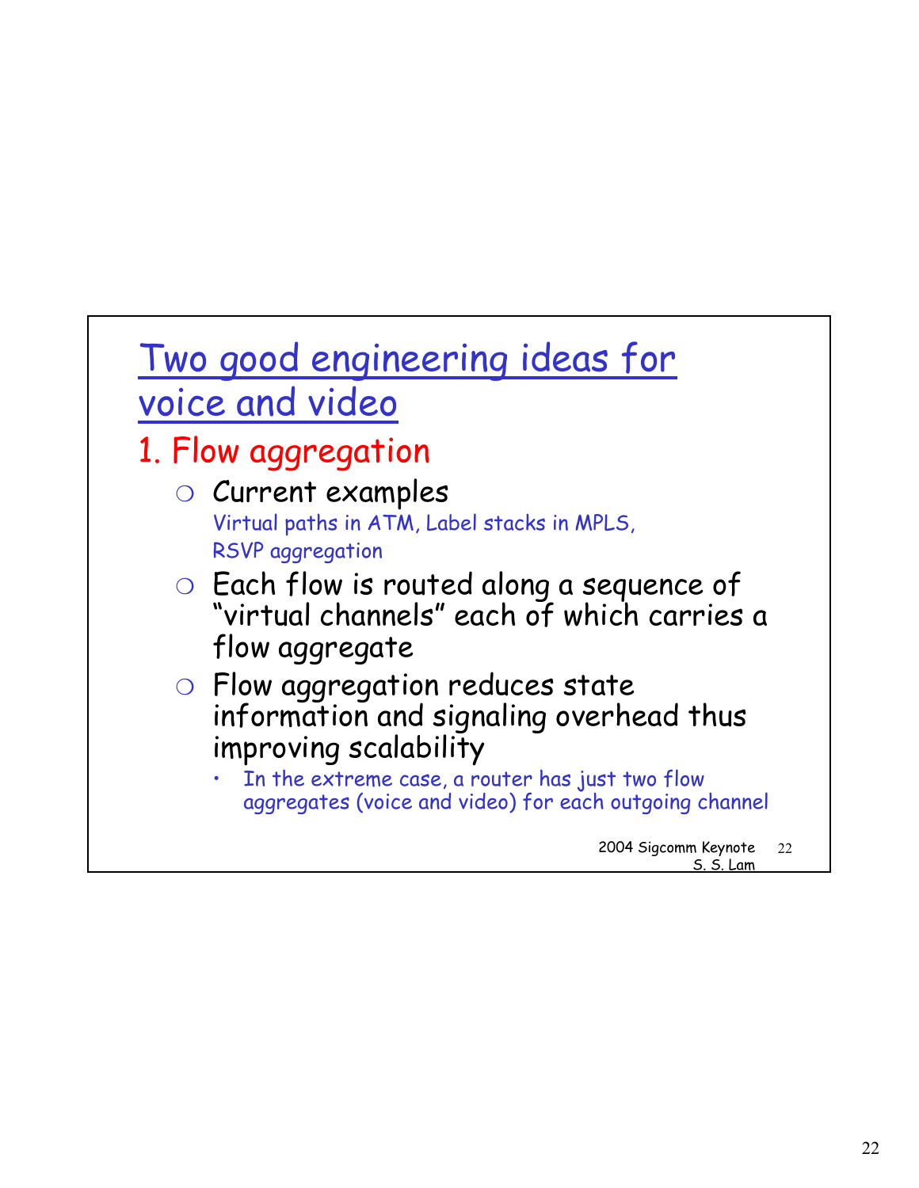# Two good engineering ideas for voice and video

## 1. Flow aggregation

- Current examples
  Virtual paths in ATM, Label stacks in MPLS, RSVP aggregation
- Each flow is routed along a sequence of "virtual channels" each of which carries a flow aggregate
- Flow aggregation reduces state information and signaling overhead thus improving scalability
  - In the extreme case, a router has just two flow aggregates (voice and video) for each outgoing channel

2004 Sigcomm Keynote
S. S. Lam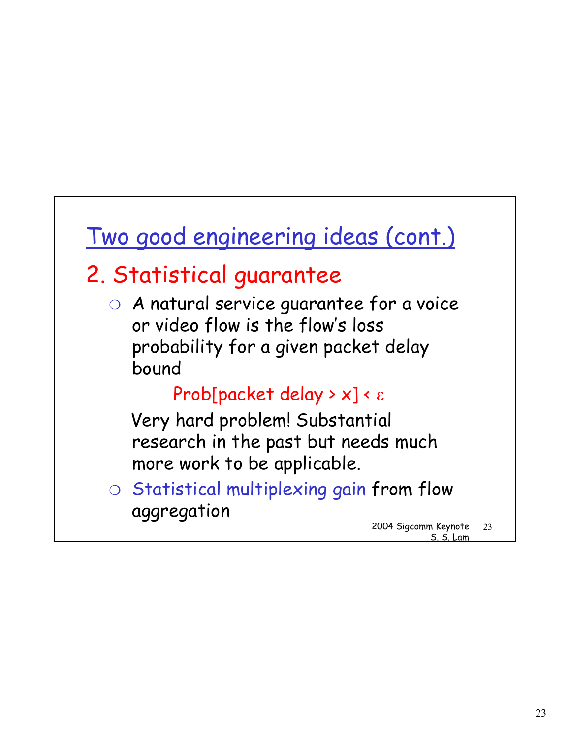## Two good engineering ideas (cont.)

### 2. Statistical guarantee

- A natural service guarantee for a voice or video flow is the flow's loss probability for a given packet delay bound

  $$\text{Prob[packet delay} > x] < \varepsilon$$

  Very hard problem! Substantial research in the past but needs much more work to be applicable.

- Statistical multiplexing gain from flow aggregation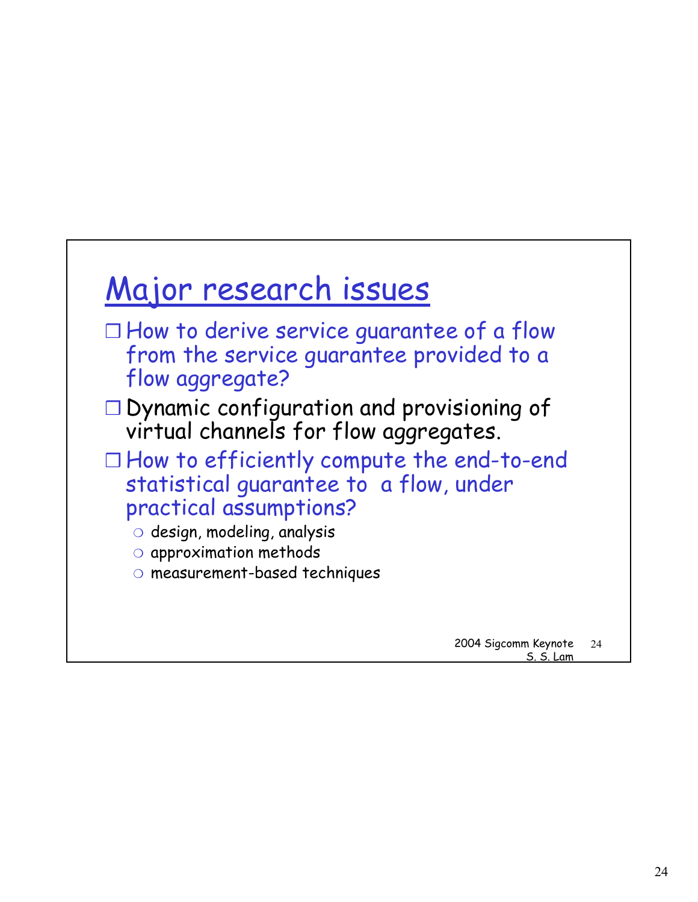# Major research issues

- How to derive service guarantee of a flow from the service guarantee provided to a flow aggregate?
- Dynamic configuration and provisioning of virtual channels for flow aggregates.
- How to efficiently compute the end-to-end statistical guarantee to a flow, under practical assumptions?
  - design, modeling, analysis
  - approximation methods
  - measurement-based techniques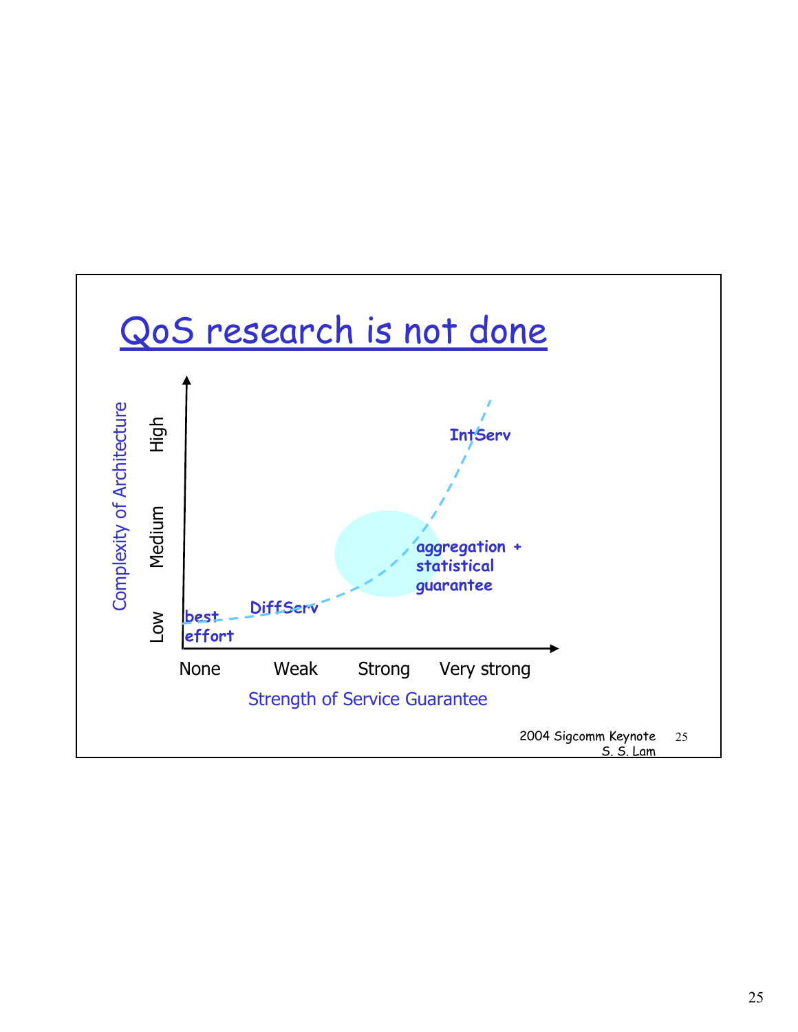# QoS research is not done

Complexity of Architecture

High

Medium

Low

IntServ

aggregation + statistical guarantee

DiffServ

best effort

None Weak Strong Very strong

Strength of Service Guarantee

2004 Sigcomm Keynote
S. S. Lam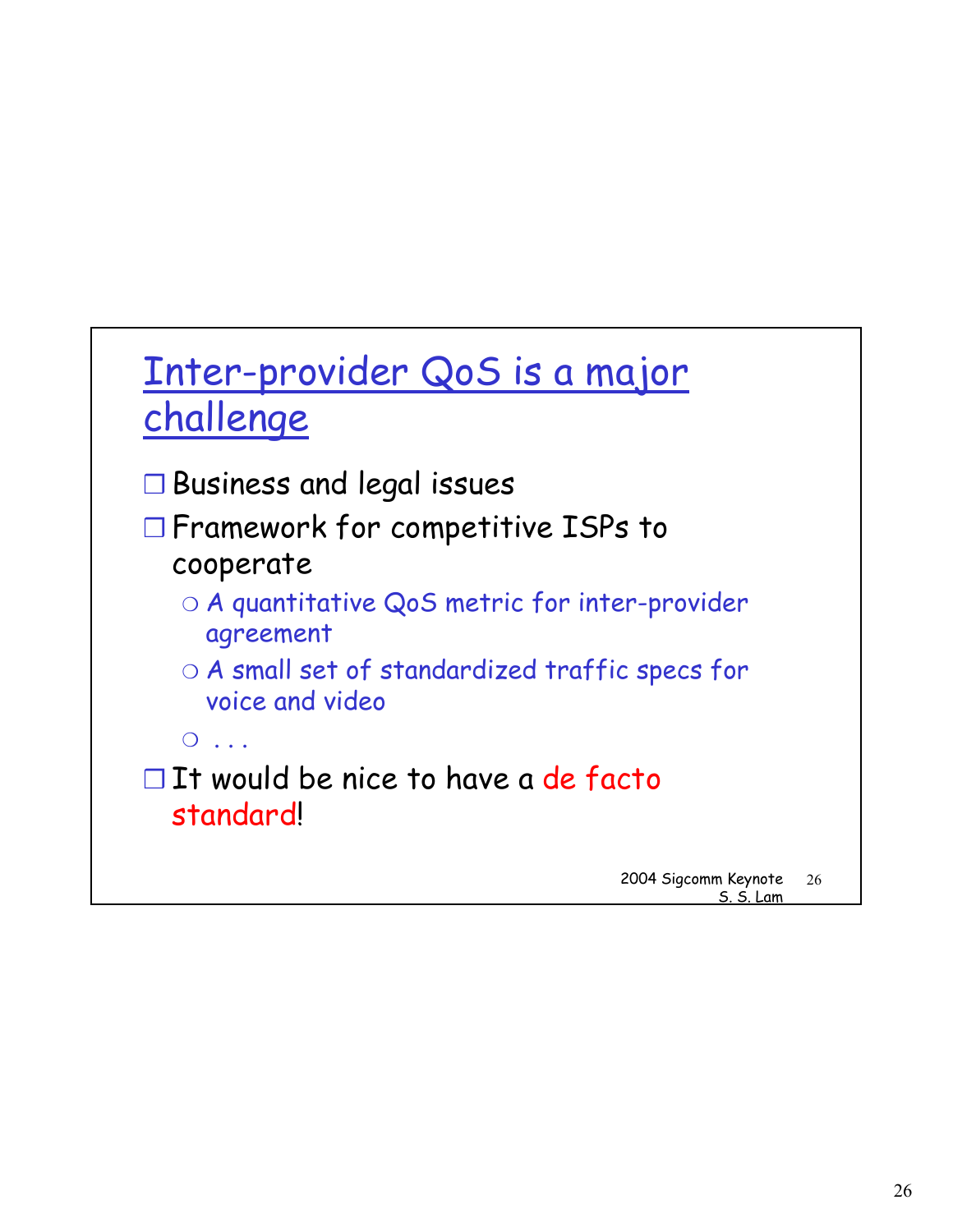## Inter-provider QoS is a major challenge

- Business and legal issues
- Framework for competitive ISPs to cooperate
  - A quantitative QoS metric for inter-provider agreement
  - A small set of standardized traffic specs for voice and video
  - . . .
- It would be nice to have a de facto standard!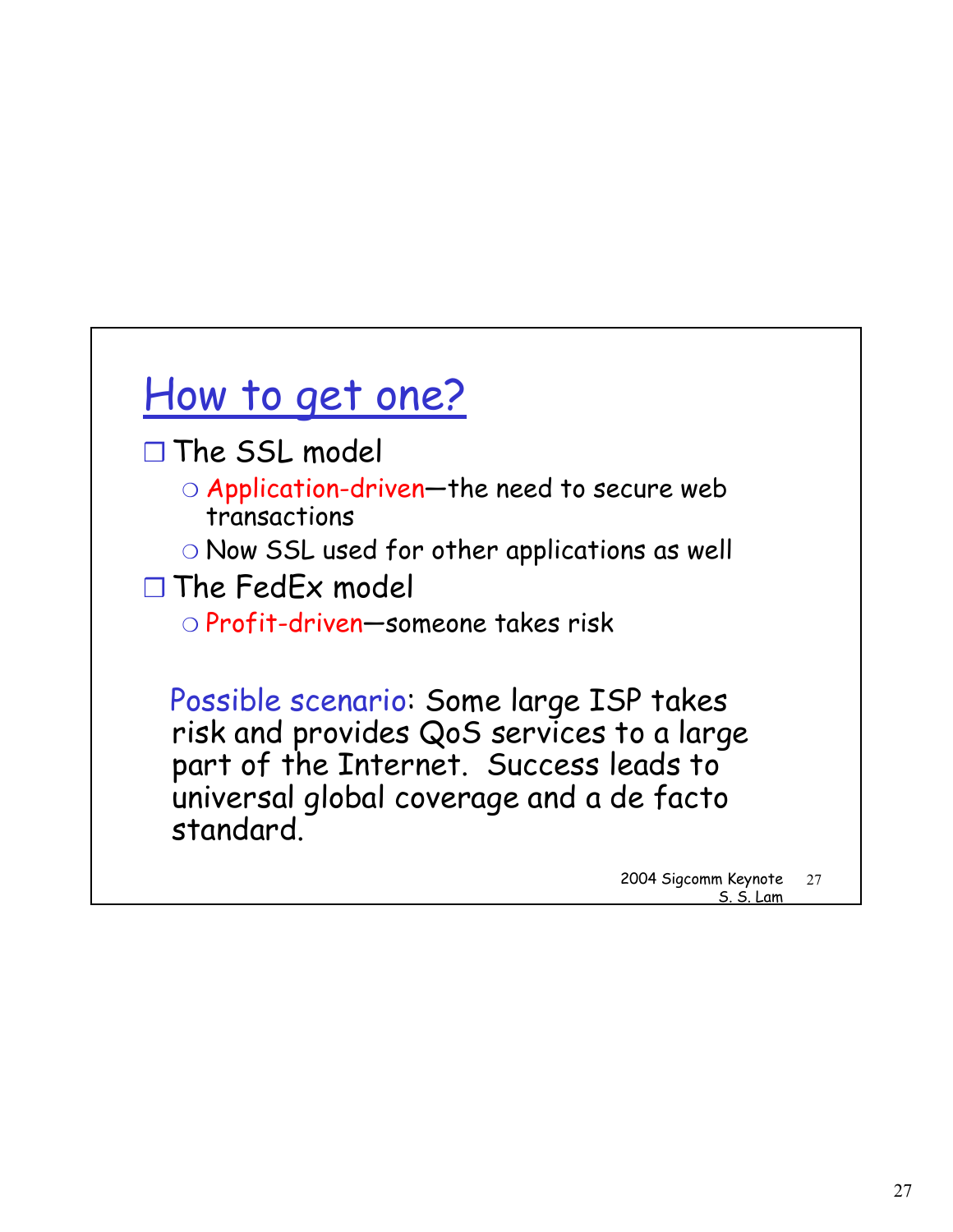# How to get one?

- The SSL model
  - Application-driven—the need to secure web transactions
  - Now SSL used for other applications as well
- The FedEx model
  - Profit-driven—someone takes risk

Possible scenario: Some large ISP takes risk and provides QoS services to a large part of the Internet. Success leads to universal global coverage and a de facto standard.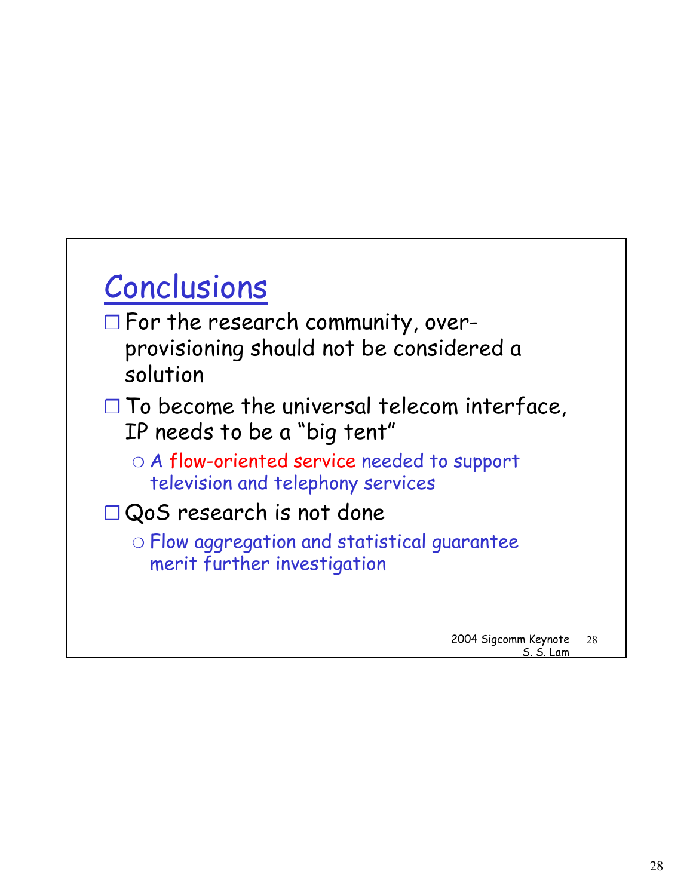# Conclusions

- For the research community, over-provisioning should not be considered a solution
- To become the universal telecom interface, IP needs to be a "big tent"
  - A flow-oriented service needed to support television and telephony services
- QoS research is not done
  - Flow aggregation and statistical guarantee merit further investigation

2004 Sigcomm Keynote
S. S. Lam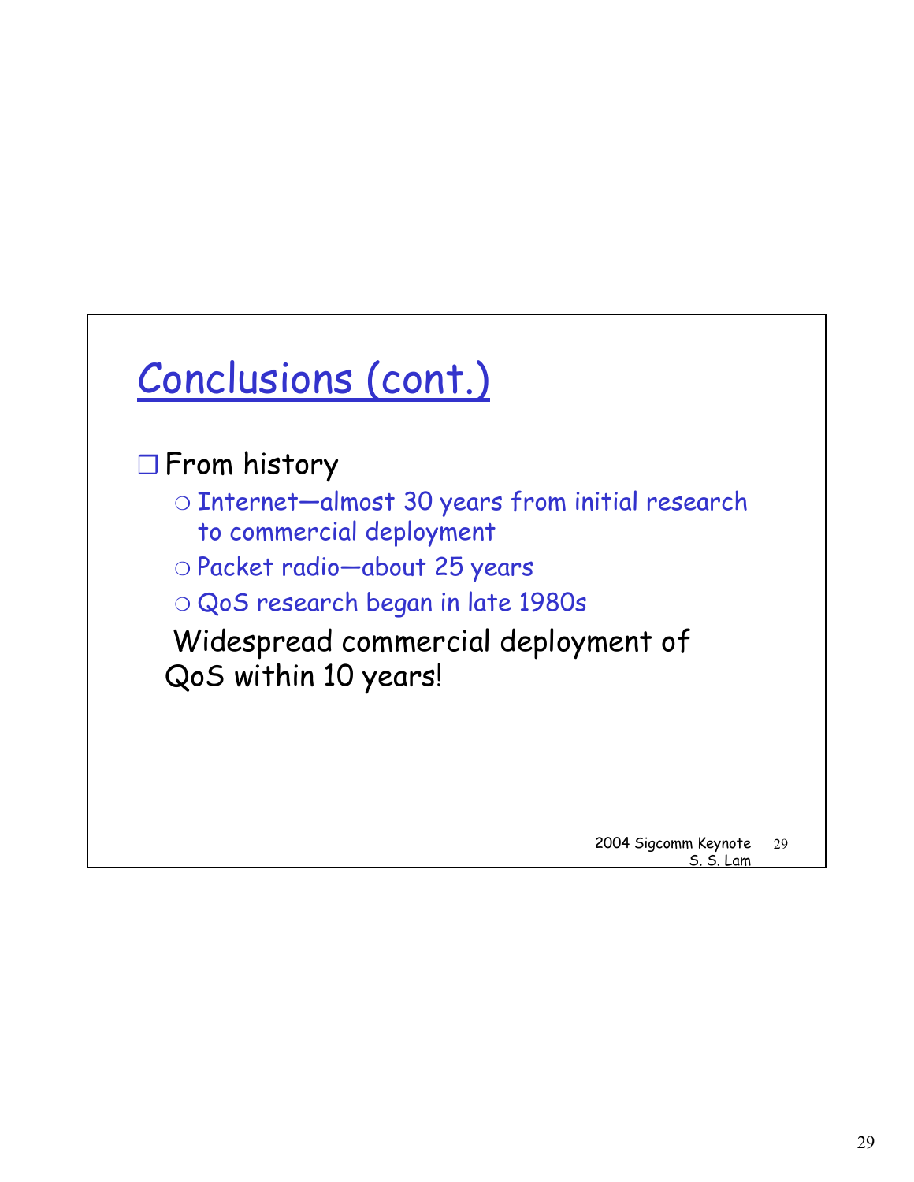# Conclusions (cont.)

- From history
  - Internet—almost 30 years from initial research to commercial deployment
  - Packet radio—about 25 years
  - QoS research began in late 1980s

Widespread commercial deployment of QoS within 10 years!

2004 Sigcomm Keynote
S. S. Lam